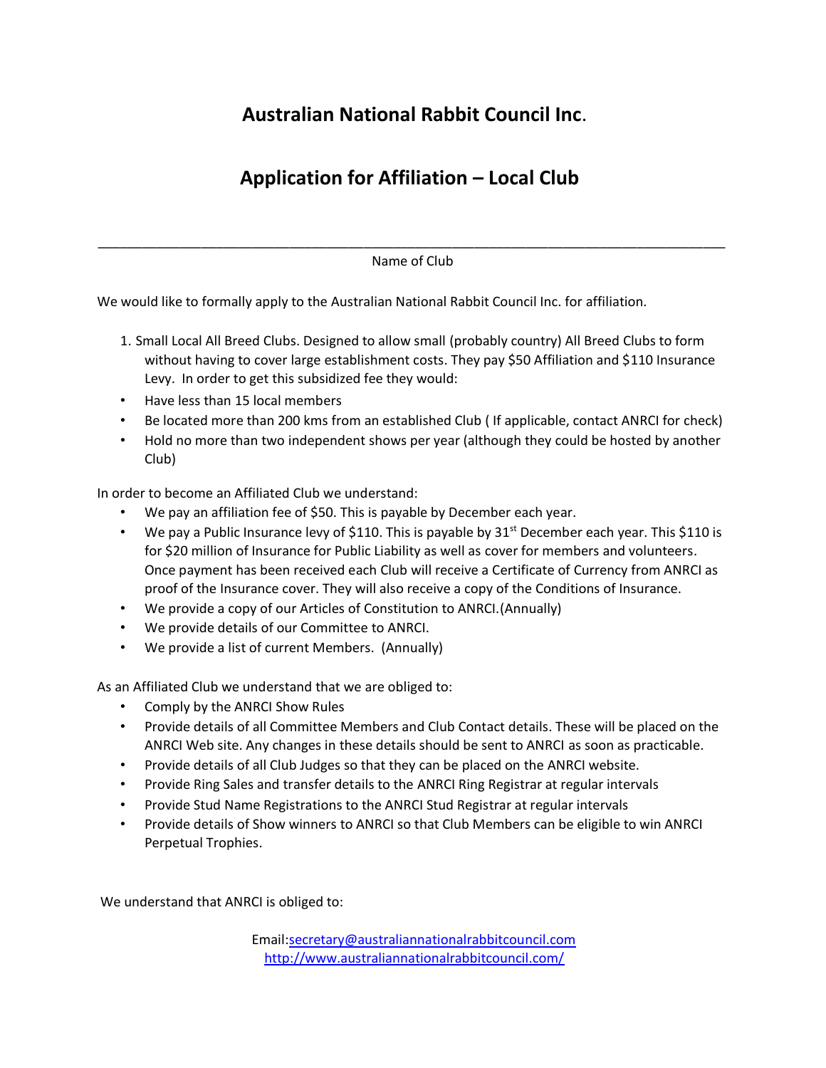# Australian National Rabbit Council Inc.

# Application for Affiliation – Local Club

\_\_\_\_\_\_\_\_\_\_\_\_\_\_\_\_\_\_\_\_\_\_\_\_\_\_\_\_\_\_\_\_\_\_\_\_\_\_\_\_\_\_\_\_\_\_\_\_\_\_\_\_\_\_\_\_\_\_\_\_\_\_\_\_\_\_\_\_\_\_\_\_\_\_\_\_

Name of Club

We would like to formally apply to the Australian National Rabbit Council Inc. for affiliation.

1. Small Local All Breed Clubs. Designed to allow small (probably country) All Breed Clubs to form without having to cover large establishment costs. They pay $50 Affiliation and $110 Insurance Levy. In order to get this subsidized fee they would:

- Have less than 15 local members
- Be located more than 200 kms from an established Club ( If applicable, contact ANRCI for check)
- Hold no more than two independent shows per year (although they could be hosted by another Club)

In order to become an Affiliated Club we understand:

- We pay an affiliation fee of $50. This is payable by December each year.
- We pay a Public Insurance levy of $110. This is payable by 31st December each year. This $110 is for $20 million of Insurance for Public Liability as well as cover for members and volunteers. Once payment has been received each Club will receive a Certificate of Currency from ANRCI as proof of the Insurance cover. They will also receive a copy of the Conditions of Insurance.
- We provide a copy of our Articles of Constitution to ANRCI.(Annually)
- We provide details of our Committee to ANRCI.
- We provide a list of current Members. (Annually)

As an Affiliated Club we understand that we are obliged to:

- Comply by the ANRCI Show Rules
- Provide details of all Committee Members and Club Contact details. These will be placed on the ANRCI Web site. Any changes in these details should be sent to ANRCI as soon as practicable.
- Provide details of all Club Judges so that they can be placed on the ANRCI website.
- Provide Ring Sales and transfer details to the ANRCI Ring Registrar at regular intervals
- Provide Stud Name Registrations to the ANRCI Stud Registrar at regular intervals
- Provide details of Show winners to ANRCI so that Club Members can be eligible to win ANRCI Perpetual Trophies.

We understand that ANRCI is obliged to:

Email:secretary@australiannationalrabbitcouncil.com
http://www.australiannationalrabbitcouncil.com/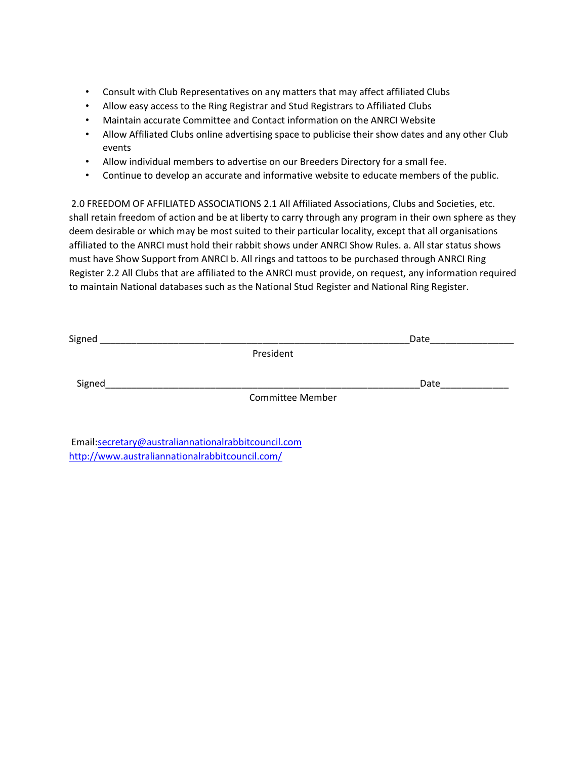- Consult with Club Representatives on any matters that may affect affiliated Clubs
- Allow easy access to the Ring Registrar and Stud Registrars to Affiliated Clubs
- Maintain accurate Committee and Contact information on the ANRCI Website
- Allow Affiliated Clubs online advertising space to publicise their show dates and any other Club events
- Allow individual members to advertise on our Breeders Directory for a small fee.
- Continue to develop an accurate and informative website to educate members of the public.

2.0 FREEDOM OF AFFILIATED ASSOCIATIONS 2.1 All Affiliated Associations, Clubs and Societies, etc. shall retain freedom of action and be at liberty to carry through any program in their own sphere as they deem desirable or which may be most suited to their particular locality, except that all organisations affiliated to the ANRCI must hold their rabbit shows under ANRCI Show Rules. a. All star status shows must have Show Support from ANRCI b. All rings and tattoos to be purchased through ANRCI Ring Register 2.2 All Clubs that are affiliated to the ANRCI must provide, on request, any information required to maintain National databases such as the National Stud Register and National Ring Register.

Signed ____________________________________________________________Date_______________

President

Signed____________________________________________________________Date____________

Committee Member

Email:secretary@australiannationalrabbitcouncil.com
http://www.australiannationalrabbitcouncil.com/